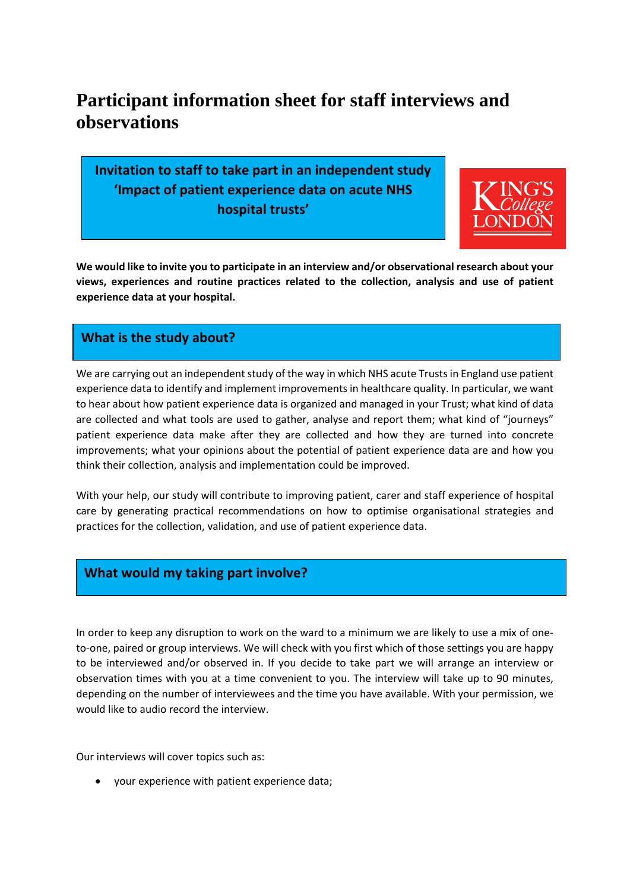# Participant information sheet for staff interviews and observations

**Invitation to staff to take part in an independent study 'Impact of patient experience data on acute NHS hospital trusts'**

KING'S College LONDON

**We would like to invite you to participate in an interview and/or observational research about your views, experiences and routine practices related to the collection, analysis and use of patient experience data at your hospital.**

## What is the study about?

We are carrying out an independent study of the way in which NHS acute Trusts in England use patient experience data to identify and implement improvements in healthcare quality. In particular, we want to hear about how patient experience data is organized and managed in your Trust; what kind of data are collected and what tools are used to gather, analyse and report them; what kind of "journeys" patient experience data make after they are collected and how they are turned into concrete improvements; what your opinions about the potential of patient experience data are and how you think their collection, analysis and implementation could be improved.

With your help, our study will contribute to improving patient, carer and staff experience of hospital care by generating practical recommendations on how to optimise organisational strategies and practices for the collection, validation, and use of patient experience data.

## What would my taking part involve?

In order to keep any disruption to work on the ward to a minimum we are likely to use a mix of one-to-one, paired or group interviews. We will check with you first which of those settings you are happy to be interviewed and/or observed in. If you decide to take part we will arrange an interview or observation times with you at a time convenient to you. The interview will take up to 90 minutes, depending on the number of interviewees and the time you have available. With your permission, we would like to audio record the interview.

Our interviews will cover topics such as:

- your experience with patient experience data;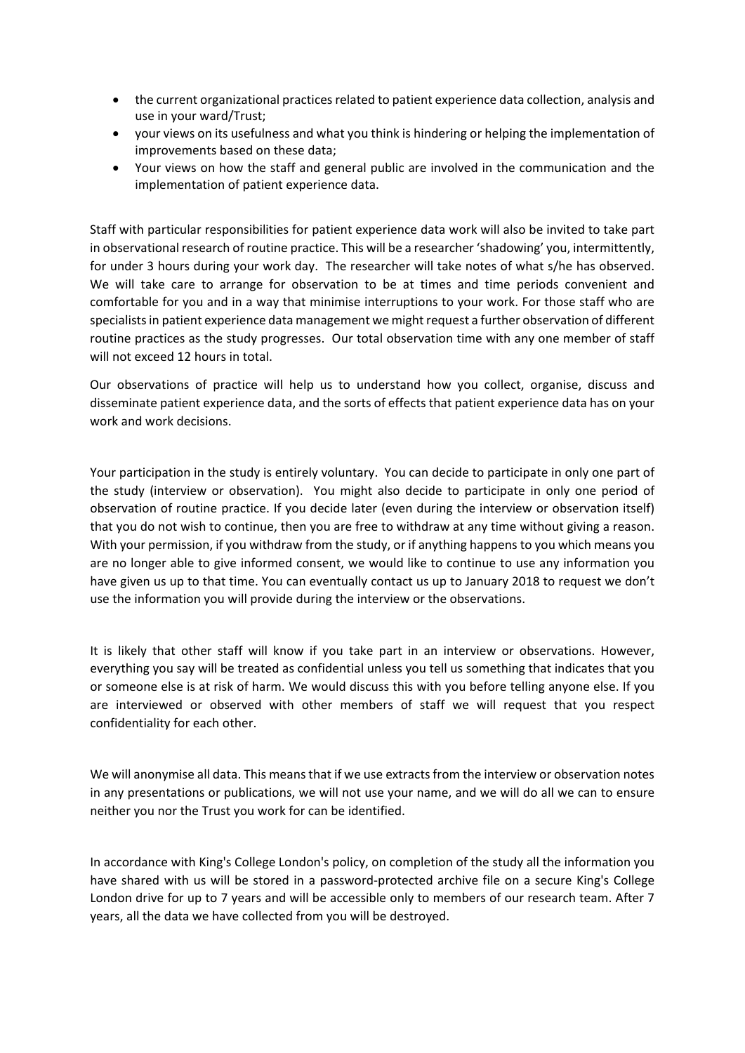- the current organizational practices related to patient experience data collection, analysis and use in your ward/Trust;
- your views on its usefulness and what you think is hindering or helping the implementation of improvements based on these data;
- Your views on how the staff and general public are involved in the communication and the implementation of patient experience data.

Staff with particular responsibilities for patient experience data work will also be invited to take part in observational research of routine practice. This will be a researcher 'shadowing' you, intermittently, for under 3 hours during your work day. The researcher will take notes of what s/he has observed. We will take care to arrange for observation to be at times and time periods convenient and comfortable for you and in a way that minimise interruptions to your work. For those staff who are specialists in patient experience data management we might request a further observation of different routine practices as the study progresses. Our total observation time with any one member of staff will not exceed 12 hours in total.

Our observations of practice will help us to understand how you collect, organise, discuss and disseminate patient experience data, and the sorts of effects that patient experience data has on your work and work decisions.

Your participation in the study is entirely voluntary. You can decide to participate in only one part of the study (interview or observation). You might also decide to participate in only one period of observation of routine practice. If you decide later (even during the interview or observation itself) that you do not wish to continue, then you are free to withdraw at any time without giving a reason. With your permission, if you withdraw from the study, or if anything happens to you which means you are no longer able to give informed consent, we would like to continue to use any information you have given us up to that time. You can eventually contact us up to January 2018 to request we don't use the information you will provide during the interview or the observations.

It is likely that other staff will know if you take part in an interview or observations. However, everything you say will be treated as confidential unless you tell us something that indicates that you or someone else is at risk of harm. We would discuss this with you before telling anyone else. If you are interviewed or observed with other members of staff we will request that you respect confidentiality for each other.

We will anonymise all data. This means that if we use extracts from the interview or observation notes in any presentations or publications, we will not use your name, and we will do all we can to ensure neither you nor the Trust you work for can be identified.

In accordance with King's College London's policy, on completion of the study all the information you have shared with us will be stored in a password-protected archive file on a secure King's College London drive for up to 7 years and will be accessible only to members of our research team. After 7 years, all the data we have collected from you will be destroyed.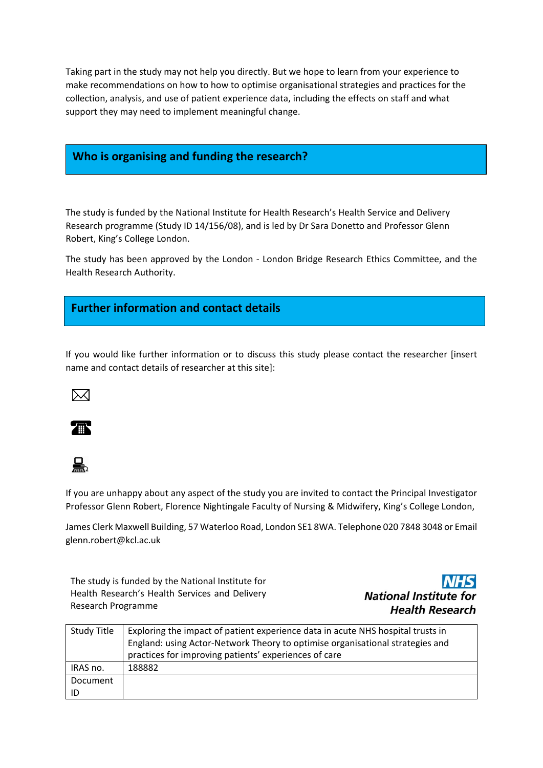Taking part in the study may not help you directly. But we hope to learn from your experience to make recommendations on how to how to optimise organisational strategies and practices for the collection, analysis, and use of patient experience data, including the effects on staff and what support they may need to implement meaningful change.

## Who is organising and funding the research?

The study is funded by the National Institute for Health Research's Health Service and Delivery Research programme (Study ID 14/156/08), and is led by Dr Sara Donetto and Professor Glenn Robert, King's College London.

The study has been approved by the London - London Bridge Research Ethics Committee, and the Health Research Authority.

## Further information and contact details

If you would like further information or to discuss this study please contact the researcher [insert name and contact details of researcher at this site]:

If you are unhappy about any aspect of the study you are invited to contact the Principal Investigator Professor Glenn Robert, Florence Nightingale Faculty of Nursing & Midwifery, King's College London,

James Clerk Maxwell Building, 57 Waterloo Road, London SE1 8WA. Telephone 020 7848 3048 or Email glenn.robert@kcl.ac.uk

The study is funded by the National Institute for Health Research's Health Services and Delivery Research Programme

NHS
National Institute for Health Research

| | |
|---|---|
| Study Title | Exploring the impact of patient experience data in acute NHS hospital trusts in England: using Actor-Network Theory to optimise organisational strategies and practices for improving patients' experiences of care |
| IRAS no. | 188882 |
| Document ID | |